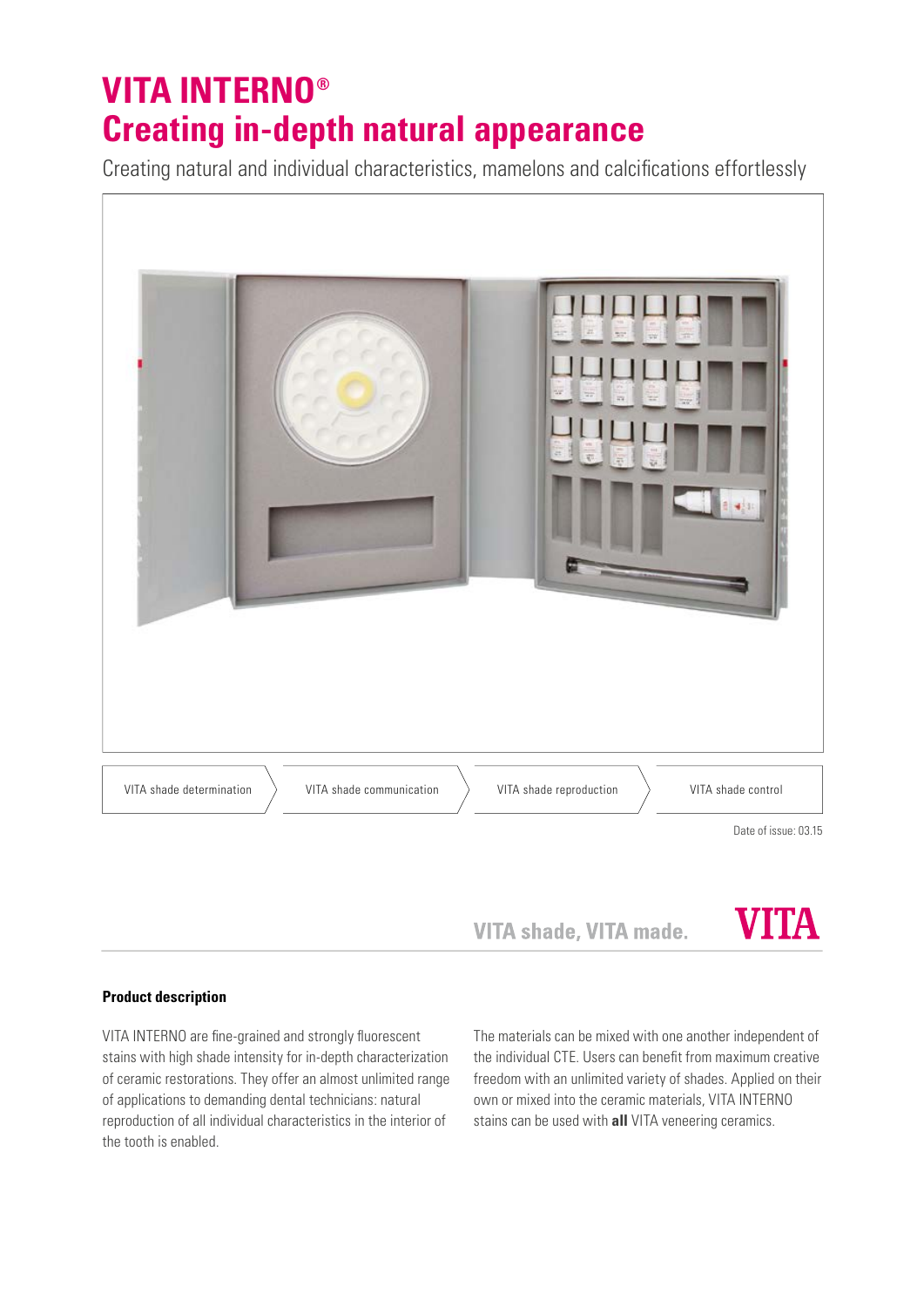# VITA INTERNO®
# Creating in-depth natural appearance

Creating natural and individual characteristics, mamelons and calcifications effortlessly

VITA shade determination | VITA shade communication | VITA shade reproduction | VITA shade control

Date of issue: 03.15

VITA shade, VITA made.

VITA

### Product description

VITA INTERNO are fine-grained and strongly fluorescent stains with high shade intensity for in-depth characterization of ceramic restorations. They offer an almost unlimited range of applications to demanding dental technicians: natural reproduction of all individual characteristics in the interior of the tooth is enabled.

The materials can be mixed with one another independent of the individual CTE. Users can benefit from maximum creative freedom with an unlimited variety of shades. Applied on their own or mixed into the ceramic materials, VITA INTERNO stains can be used with **all** VITA veneering ceramics.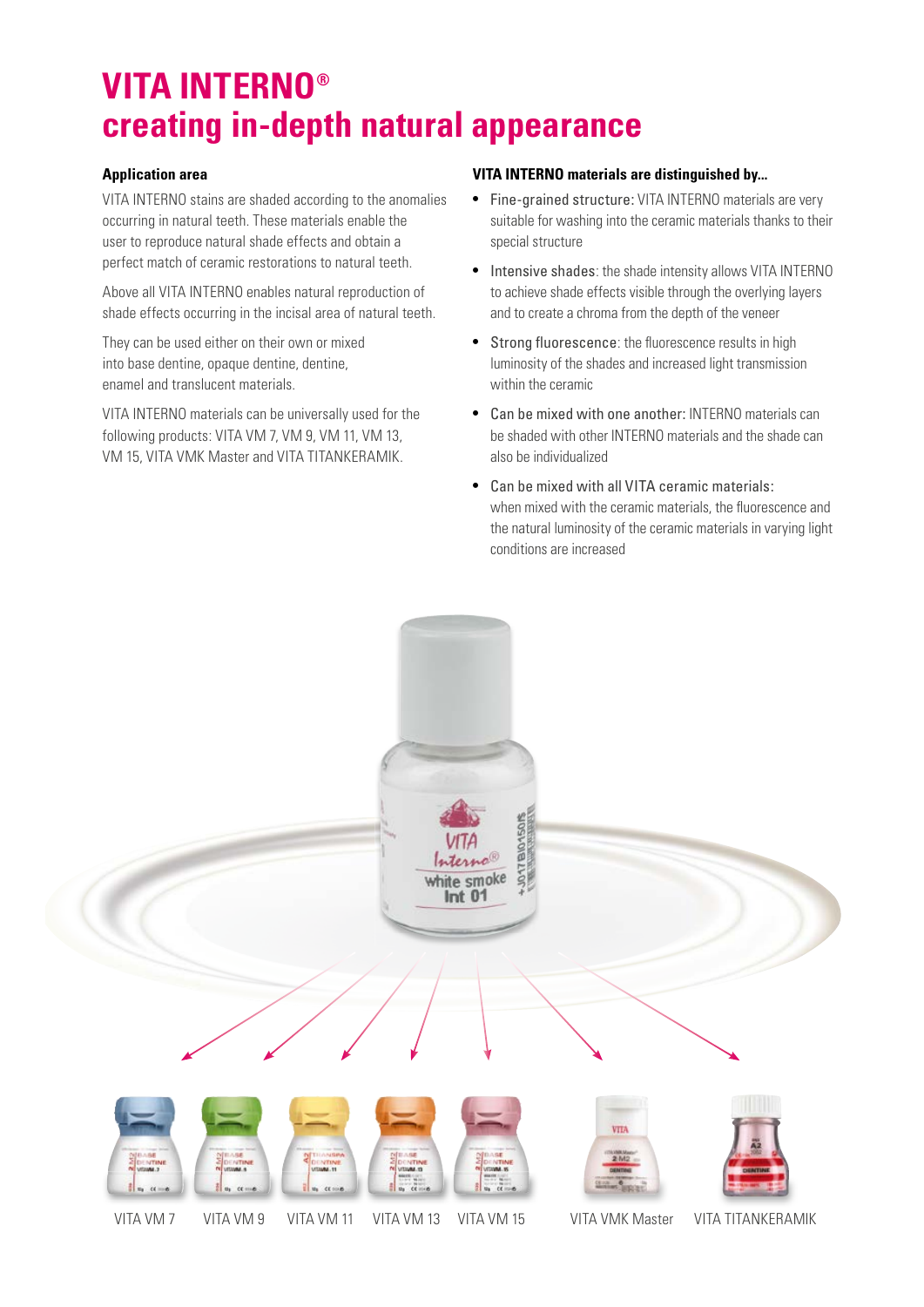# VITA INTERNO®
## creating in-depth natural appearance

### Application area

VITA INTERNO stains are shaded according to the anomalies occurring in natural teeth. These materials enable the user to reproduce natural shade effects and obtain a perfect match of ceramic restorations to natural teeth.

Above all VITA INTERNO enables natural reproduction of shade effects occurring in the incisal area of natural teeth.

They can be used either on their own or mixed into base dentine, opaque dentine, dentine, enamel and translucent materials.

VITA INTERNO materials can be universally used for the following products: VITA VM 7, VM 9, VM 11, VM 13, VM 15, VITA VMK Master and VITA TITANKERAMIK.

### VITA INTERNO materials are distinguished by...

- Fine-grained structure: VITA INTERNO materials are very suitable for washing into the ceramic materials thanks to their special structure
- Intensive shades: the shade intensity allows VITA INTERNO to achieve shade effects visible through the overlying layers and to create a chroma from the depth of the veneer
- Strong fluorescence: the fluorescence results in high luminosity of the shades and increased light transmission within the ceramic
- Can be mixed with one another: INTERNO materials can be shaded with other INTERNO materials and the shade can also be individualized
- Can be mixed with all VITA ceramic materials: when mixed with the ceramic materials, the fluorescence and the natural luminosity of the ceramic materials in varying light conditions are increased

VITA VM 7 VITA VM 9 VITA VM 11 VITA VM 13 VITA VM 15 VITA VMK Master VITA TITANKERAMIK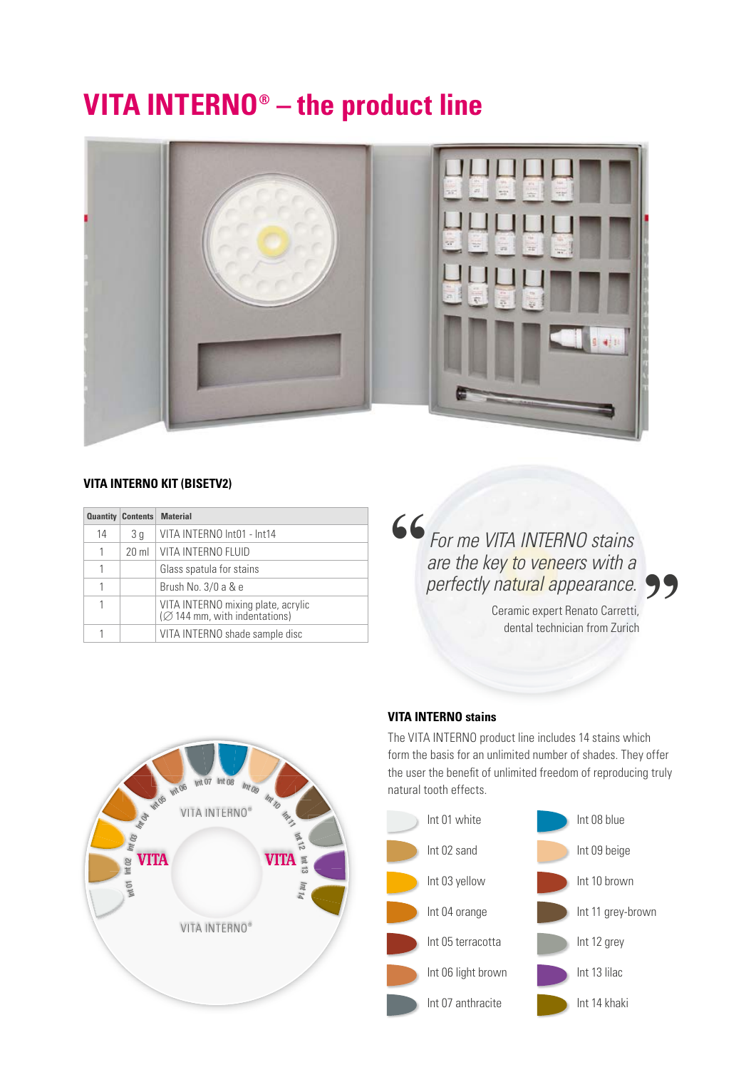# VITA INTERNO® – the product line

### VITA INTERNO KIT (BISETV2)

| Quantity | Contents | Material |
|---|---|---|
| 14 | 3 g | VITA INTERNO Int01 - Int14 |
| 1 | 20 ml | VITA INTERNO FLUID |
| 1 | | Glass spatula for stains |
| 1 | | Brush No. 3/0 a & e |
| 1 | | VITA INTERNO mixing plate, acrylic (∅ 144 mm, with indentations) |
| 1 | | VITA INTERNO shade sample disc |

> *For me VITA INTERNO stains are the key to veneers with a perfectly natural appearance.*
>
> Ceramic expert Renato Carretti, dental technician from Zurich

### VITA INTERNO stains

The VITA INTERNO product line includes 14 stains which form the basis for an unlimited number of shades. They offer the user the benefit of unlimited freedom of reproducing truly natural tooth effects.

- Int 01 white
- Int 02 sand
- Int 03 yellow
- Int 04 orange
- Int 05 terracotta
- Int 06 light brown
- Int 07 anthracite
- Int 08 blue
- Int 09 beige
- Int 10 brown
- Int 11 grey-brown
- Int 12 grey
- Int 13 lilac
- Int 14 khaki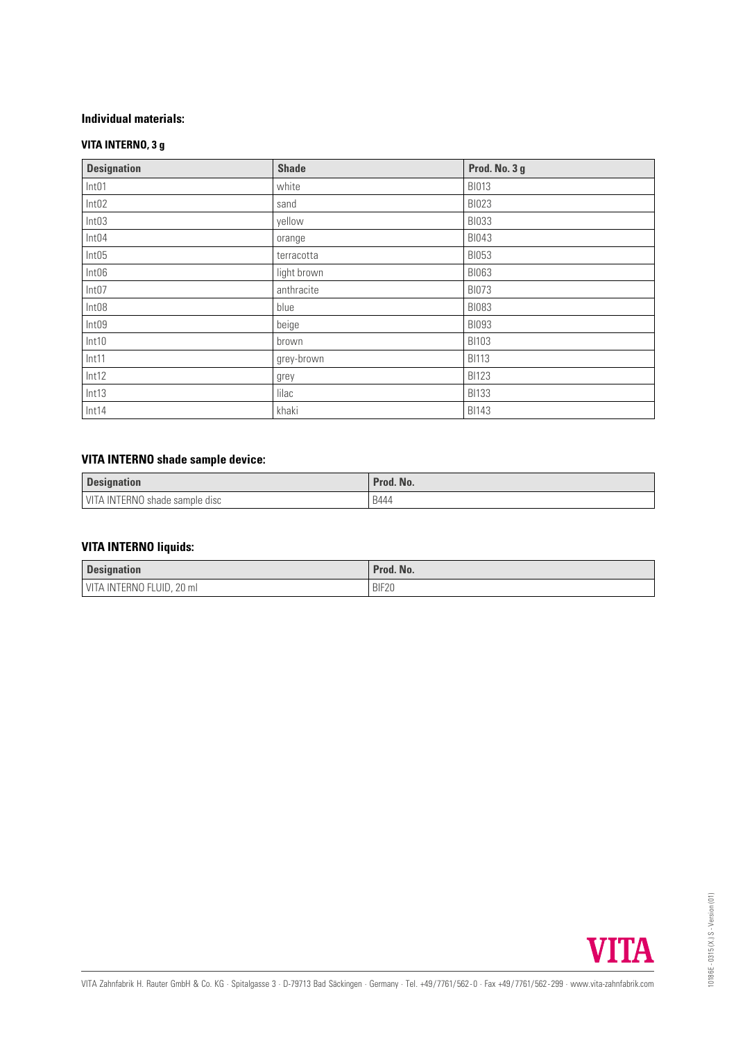**Individual materials:**

**VITA INTERNO, 3 g**

| Designation | Shade | Prod. No. 3 g |
|---|---|---|
| Int01 | white | BI013 |
| Int02 | sand | BI023 |
| Int03 | yellow | BI033 |
| Int04 | orange | BI043 |
| Int05 | terracotta | BI053 |
| Int06 | light brown | BI063 |
| Int07 | anthracite | BI073 |
| Int08 | blue | BI083 |
| Int09 | beige | BI093 |
| Int10 | brown | BI103 |
| Int11 | grey-brown | BI113 |
| Int12 | grey | BI123 |
| Int13 | lilac | BI133 |
| Int14 | khaki | BI143 |

**VITA INTERNO shade sample device:**

| Designation | Prod. No. |
|---|---|
| VITA INTERNO shade sample disc | B444 |

**VITA INTERNO liquids:**

| Designation | Prod. No. |
|---|---|
| VITA INTERNO FLUID, 20 ml | BIF20 |

VITA

VITA Zahnfabrik H. Rauter GmbH & Co. KG · Spitalgasse 3 · D-79713 Bad Säckingen · Germany · Tel. +49/7761/562-0 · Fax +49/7761/562-299 · www.vita-zahnfabrik.com

1018E - 0315 (X.) S - Version (01)